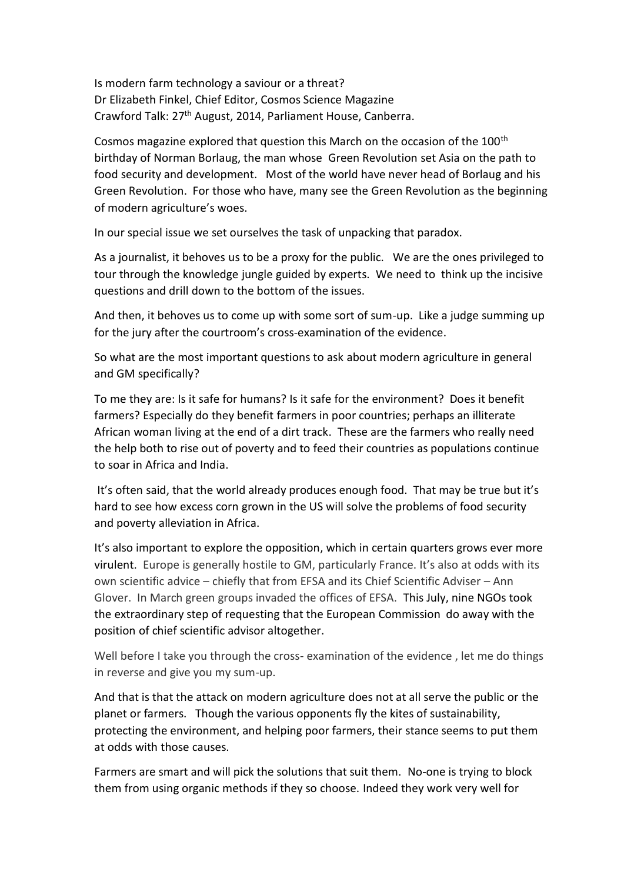Is modern farm technology a saviour or a threat?
Dr Elizabeth Finkel, Chief Editor, Cosmos Science Magazine
Crawford Talk: 27th August, 2014, Parliament House, Canberra.

Cosmos magazine explored that question this March on the occasion of the 100th birthday of Norman Borlaug, the man whose Green Revolution set Asia on the path to food security and development. Most of the world have never head of Borlaug and his Green Revolution. For those who have, many see the Green Revolution as the beginning of modern agriculture's woes.

In our special issue we set ourselves the task of unpacking that paradox.

As a journalist, it behoves us to be a proxy for the public. We are the ones privileged to tour through the knowledge jungle guided by experts. We need to think up the incisive questions and drill down to the bottom of the issues.

And then, it behoves us to come up with some sort of sum-up. Like a judge summing up for the jury after the courtroom's cross-examination of the evidence.

So what are the most important questions to ask about modern agriculture in general and GM specifically?

To me they are: Is it safe for humans? Is it safe for the environment? Does it benefit farmers? Especially do they benefit farmers in poor countries; perhaps an illiterate African woman living at the end of a dirt track. These are the farmers who really need the help both to rise out of poverty and to feed their countries as populations continue to soar in Africa and India.

It's often said, that the world already produces enough food. That may be true but it's hard to see how excess corn grown in the US will solve the problems of food security and poverty alleviation in Africa.

It's also important to explore the opposition, which in certain quarters grows ever more virulent. Europe is generally hostile to GM, particularly France. It's also at odds with its own scientific advice – chiefly that from EFSA and its Chief Scientific Adviser – Ann Glover. In March green groups invaded the offices of EFSA. This July, nine NGOs took the extraordinary step of requesting that the European Commission do away with the position of chief scientific advisor altogether.

Well before I take you through the cross- examination of the evidence , let me do things in reverse and give you my sum-up.

And that is that the attack on modern agriculture does not at all serve the public or the planet or farmers. Though the various opponents fly the kites of sustainability, protecting the environment, and helping poor farmers, their stance seems to put them at odds with those causes.

Farmers are smart and will pick the solutions that suit them. No-one is trying to block them from using organic methods if they so choose. Indeed they work very well for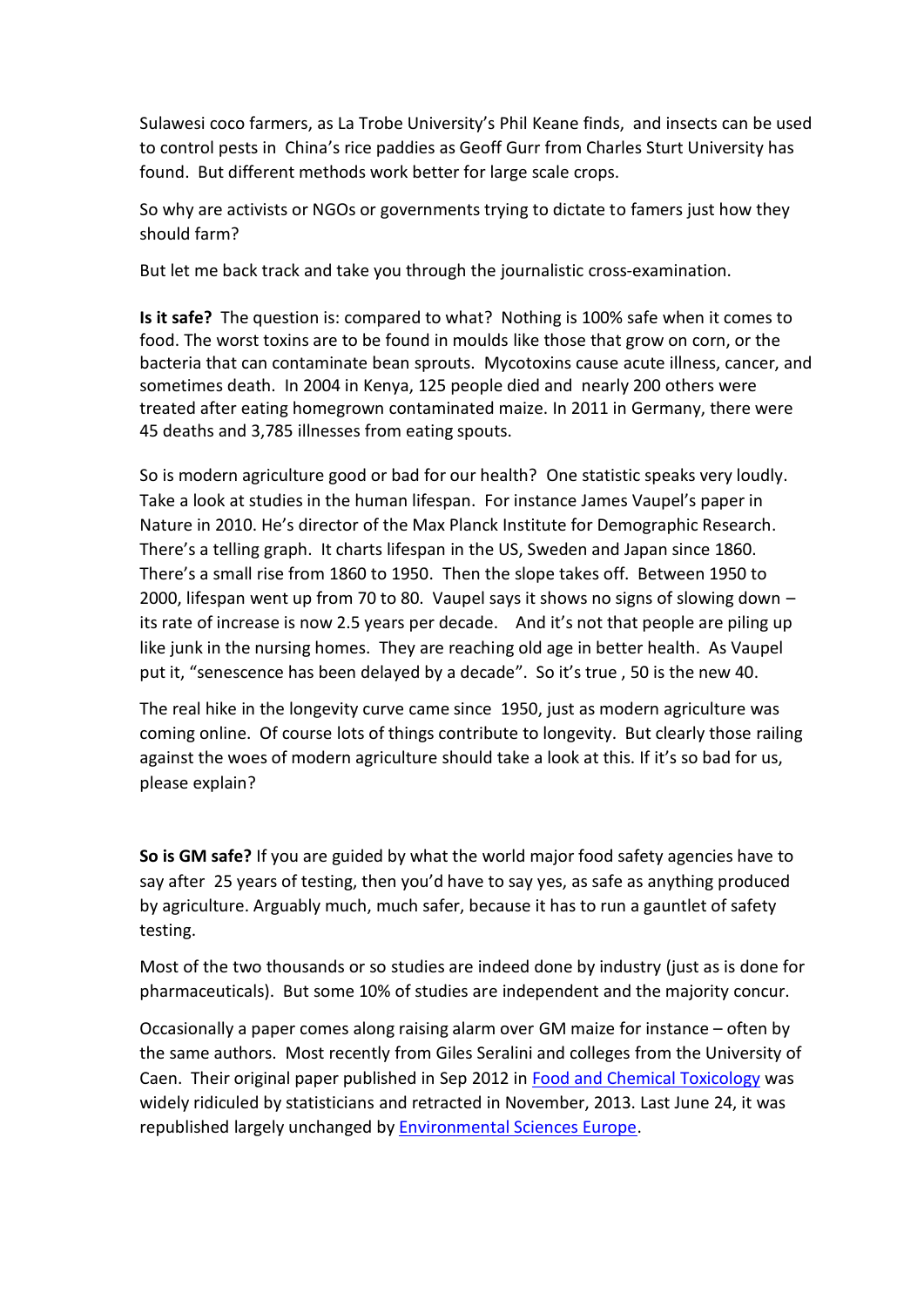Sulawesi coco farmers, as La Trobe University's Phil Keane finds, and insects can be used to control pests in China's rice paddies as Geoff Gurr from Charles Sturt University has found. But different methods work better for large scale crops.

So why are activists or NGOs or governments trying to dictate to famers just how they should farm?

But let me back track and take you through the journalistic cross-examination.

**Is it safe?** The question is: compared to what? Nothing is 100% safe when it comes to food. The worst toxins are to be found in moulds like those that grow on corn, or the bacteria that can contaminate bean sprouts. Mycotoxins cause acute illness, cancer, and sometimes death. In 2004 in Kenya, 125 people died and nearly 200 others were treated after eating homegrown contaminated maize. In 2011 in Germany, there were 45 deaths and 3,785 illnesses from eating spouts.

So is modern agriculture good or bad for our health? One statistic speaks very loudly. Take a look at studies in the human lifespan. For instance James Vaupel's paper in Nature in 2010. He's director of the Max Planck Institute for Demographic Research. There's a telling graph. It charts lifespan in the US, Sweden and Japan since 1860. There's a small rise from 1860 to 1950. Then the slope takes off. Between 1950 to 2000, lifespan went up from 70 to 80. Vaupel says it shows no signs of slowing down – its rate of increase is now 2.5 years per decade. And it's not that people are piling up like junk in the nursing homes. They are reaching old age in better health. As Vaupel put it, "senescence has been delayed by a decade". So it's true , 50 is the new 40.

The real hike in the longevity curve came since 1950, just as modern agriculture was coming online. Of course lots of things contribute to longevity. But clearly those railing against the woes of modern agriculture should take a look at this. If it's so bad for us, please explain?

**So is GM safe?** If you are guided by what the world major food safety agencies have to say after 25 years of testing, then you'd have to say yes, as safe as anything produced by agriculture. Arguably much, much safer, because it has to run a gauntlet of safety testing.

Most of the two thousands or so studies are indeed done by industry (just as is done for pharmaceuticals). But some 10% of studies are independent and the majority concur.

Occasionally a paper comes along raising alarm over GM maize for instance – often by the same authors. Most recently from Giles Seralini and colleges from the University of Caen. Their original paper published in Sep 2012 in Food and Chemical Toxicology was widely ridiculed by statisticians and retracted in November, 2013. Last June 24, it was republished largely unchanged by Environmental Sciences Europe.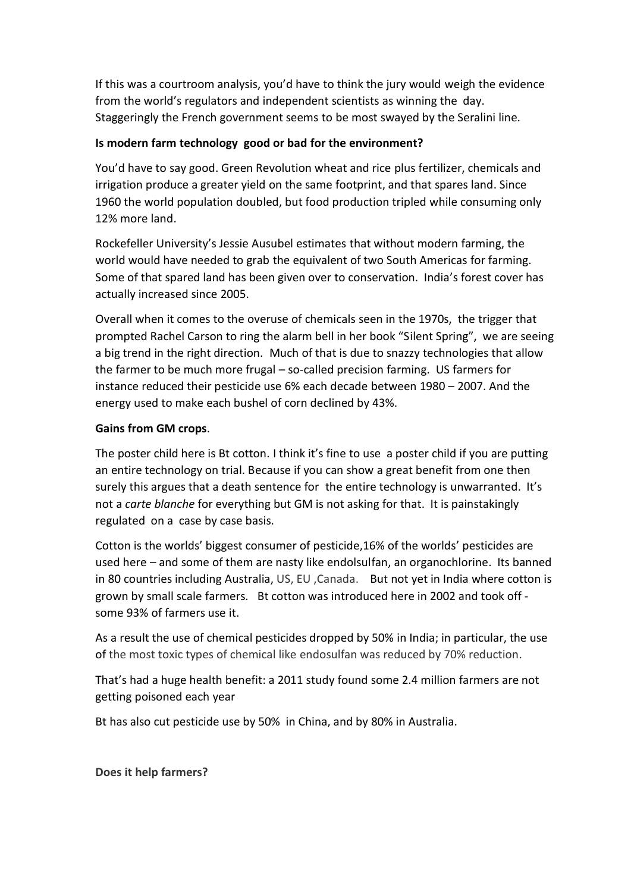If this was a courtroom analysis, you'd have to think the jury would weigh the evidence from the world's regulators and independent scientists as winning the day. Staggeringly the French government seems to be most swayed by the Seralini line.

**Is modern farm technology good or bad for the environment?**

You'd have to say good. Green Revolution wheat and rice plus fertilizer, chemicals and irrigation produce a greater yield on the same footprint, and that spares land. Since 1960 the world population doubled, but food production tripled while consuming only 12% more land.

Rockefeller University's Jessie Ausubel estimates that without modern farming, the world would have needed to grab the equivalent of two South Americas for farming. Some of that spared land has been given over to conservation. India's forest cover has actually increased since 2005.

Overall when it comes to the overuse of chemicals seen in the 1970s, the trigger that prompted Rachel Carson to ring the alarm bell in her book "Silent Spring", we are seeing a big trend in the right direction. Much of that is due to snazzy technologies that allow the farmer to be much more frugal – so-called precision farming. US farmers for instance reduced their pesticide use 6% each decade between 1980 – 2007. And the energy used to make each bushel of corn declined by 43%.

**Gains from GM crops**.

The poster child here is Bt cotton. I think it's fine to use a poster child if you are putting an entire technology on trial. Because if you can show a great benefit from one then surely this argues that a death sentence for the entire technology is unwarranted. It's not a *carte blanche* for everything but GM is not asking for that. It is painstakingly regulated on a case by case basis.

Cotton is the worlds' biggest consumer of pesticide,16% of the worlds' pesticides are used here – and some of them are nasty like endolsulfan, an organochlorine. Its banned in 80 countries including Australia, US, EU ,Canada. But not yet in India where cotton is grown by small scale farmers. Bt cotton was introduced here in 2002 and took off - some 93% of farmers use it.

As a result the use of chemical pesticides dropped by 50% in India; in particular, the use of the most toxic types of chemical like endosulfan was reduced by 70% reduction.

That's had a huge health benefit: a 2011 study found some 2.4 million farmers are not getting poisoned each year

Bt has also cut pesticide use by 50% in China, and by 80% in Australia.

**Does it help farmers?**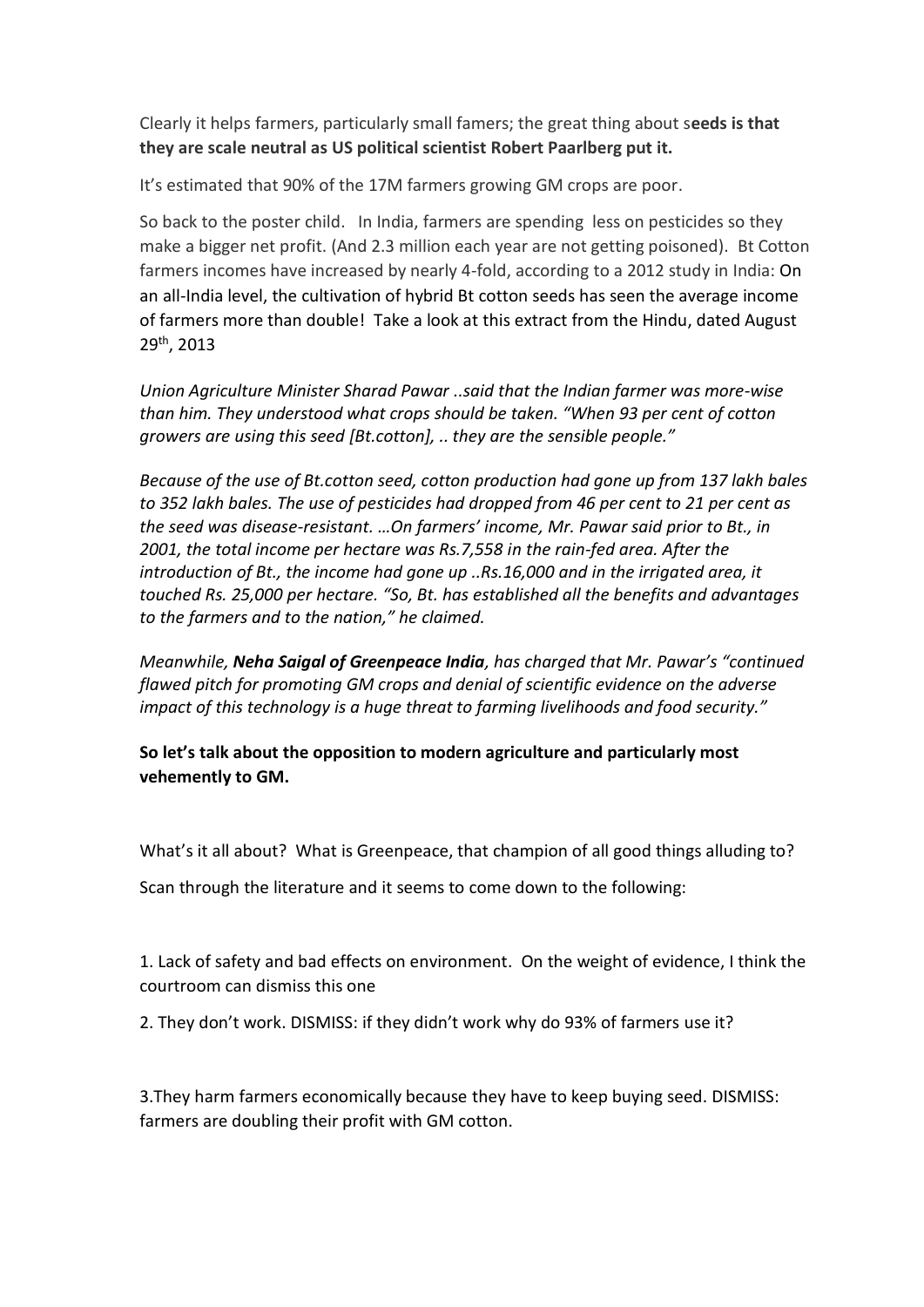Clearly it helps farmers, particularly small famers; the great thing about s**eeds is that they are scale neutral as US political scientist Robert Paarlberg put it.**

It's estimated that 90% of the 17M farmers growing GM crops are poor.

So back to the poster child. In India, farmers are spending less on pesticides so they make a bigger net profit. (And 2.3 million each year are not getting poisoned). Bt Cotton farmers incomes have increased by nearly 4-fold, according to a 2012 study in India: On an all-India level, the cultivation of hybrid Bt cotton seeds has seen the average income of farmers more than double! Take a look at this extract from the Hindu, dated August 29th, 2013

*Union Agriculture Minister Sharad Pawar ..said that the Indian farmer was more-wise than him. They understood what crops should be taken. "When 93 per cent of cotton growers are using this seed [Bt.cotton], .. they are the sensible people."*

*Because of the use of Bt.cotton seed, cotton production had gone up from 137 lakh bales to 352 lakh bales. The use of pesticides had dropped from 46 per cent to 21 per cent as the seed was disease-resistant. …On farmers' income, Mr. Pawar said prior to Bt., in 2001, the total income per hectare was Rs.7,558 in the rain-fed area. After the introduction of Bt., the income had gone up ..Rs.16,000 and in the irrigated area, it touched Rs. 25,000 per hectare. "So, Bt. has established all the benefits and advantages to the farmers and to the nation," he claimed.*

*Meanwhile, **Neha Saigal of Greenpeace India**, has charged that Mr. Pawar's "continued flawed pitch for promoting GM crops and denial of scientific evidence on the adverse impact of this technology is a huge threat to farming livelihoods and food security."*

**So let's talk about the opposition to modern agriculture and particularly most vehemently to GM.**

What's it all about? What is Greenpeace, that champion of all good things alluding to?

Scan through the literature and it seems to come down to the following:

1. Lack of safety and bad effects on environment. On the weight of evidence, I think the courtroom can dismiss this one

2. They don't work. DISMISS: if they didn't work why do 93% of farmers use it?

3. They harm farmers economically because they have to keep buying seed. DISMISS: farmers are doubling their profit with GM cotton.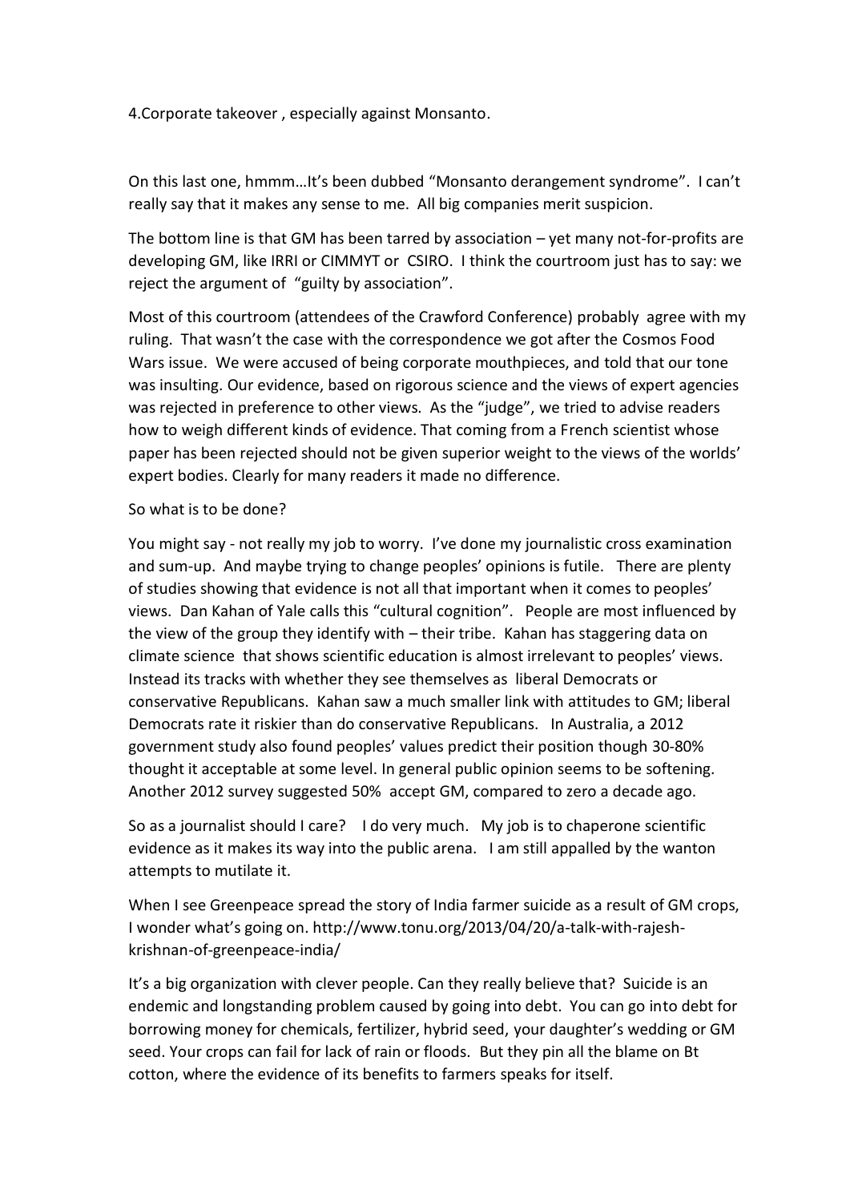4.Corporate takeover , especially against Monsanto.

On this last one, hmmm…It's been dubbed "Monsanto derangement syndrome". I can't really say that it makes any sense to me. All big companies merit suspicion.

The bottom line is that GM has been tarred by association – yet many not-for-profits are developing GM, like IRRI or CIMMYT or CSIRO. I think the courtroom just has to say: we reject the argument of "guilty by association".

Most of this courtroom (attendees of the Crawford Conference) probably agree with my ruling. That wasn't the case with the correspondence we got after the Cosmos Food Wars issue. We were accused of being corporate mouthpieces, and told that our tone was insulting. Our evidence, based on rigorous science and the views of expert agencies was rejected in preference to other views. As the "judge", we tried to advise readers how to weigh different kinds of evidence. That coming from a French scientist whose paper has been rejected should not be given superior weight to the views of the worlds' expert bodies. Clearly for many readers it made no difference.

So what is to be done?

You might say - not really my job to worry. I've done my journalistic cross examination and sum-up. And maybe trying to change peoples' opinions is futile. There are plenty of studies showing that evidence is not all that important when it comes to peoples' views. Dan Kahan of Yale calls this "cultural cognition". People are most influenced by the view of the group they identify with – their tribe. Kahan has staggering data on climate science that shows scientific education is almost irrelevant to peoples' views. Instead its tracks with whether they see themselves as liberal Democrats or conservative Republicans. Kahan saw a much smaller link with attitudes to GM; liberal Democrats rate it riskier than do conservative Republicans. In Australia, a 2012 government study also found peoples' values predict their position though 30-80% thought it acceptable at some level. In general public opinion seems to be softening. Another 2012 survey suggested 50% accept GM, compared to zero a decade ago.

So as a journalist should I care? I do very much. My job is to chaperone scientific evidence as it makes its way into the public arena. I am still appalled by the wanton attempts to mutilate it.

When I see Greenpeace spread the story of India farmer suicide as a result of GM crops, I wonder what's going on. http://www.tonu.org/2013/04/20/a-talk-with-rajesh-krishnan-of-greenpeace-india/

It's a big organization with clever people. Can they really believe that? Suicide is an endemic and longstanding problem caused by going into debt. You can go into debt for borrowing money for chemicals, fertilizer, hybrid seed, your daughter's wedding or GM seed. Your crops can fail for lack of rain or floods. But they pin all the blame on Bt cotton, where the evidence of its benefits to farmers speaks for itself.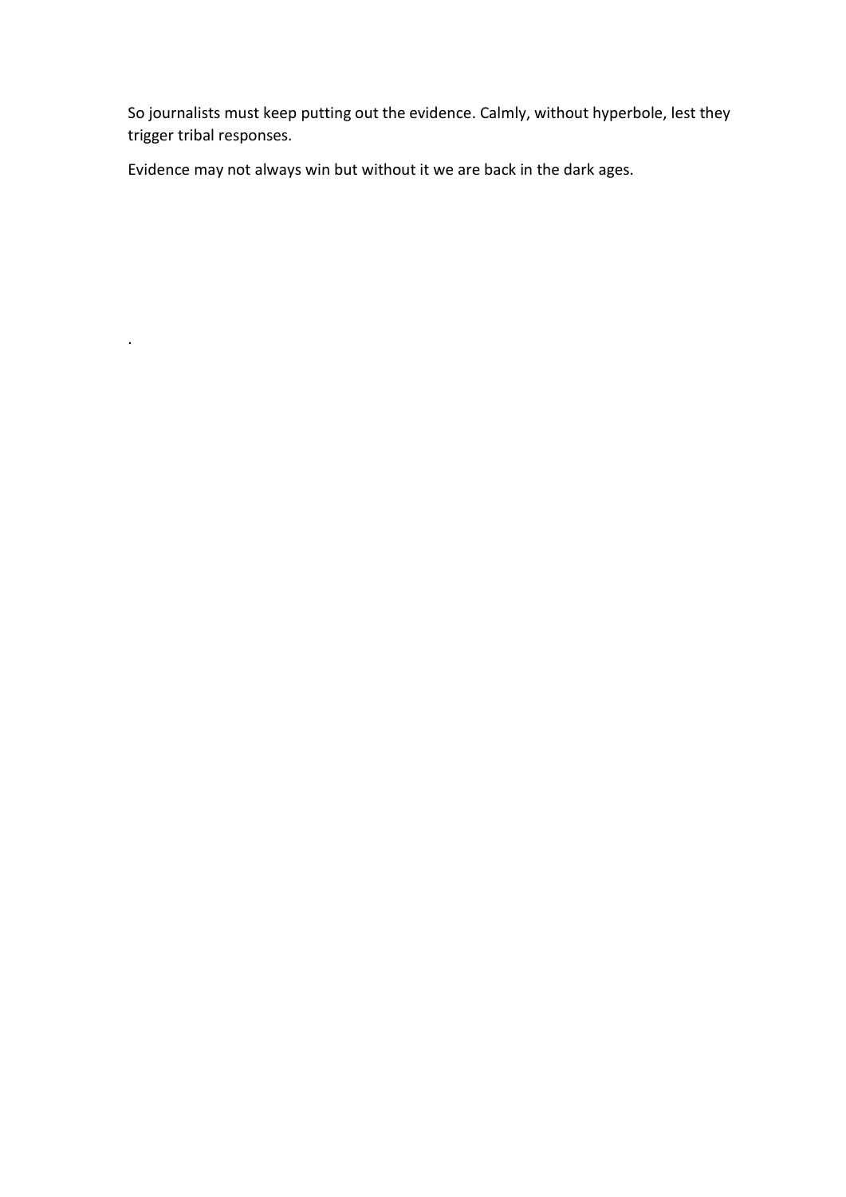So journalists must keep putting out the evidence. Calmly, without hyperbole, lest they trigger tribal responses.

Evidence may not always win but without it we are back in the dark ages.

.